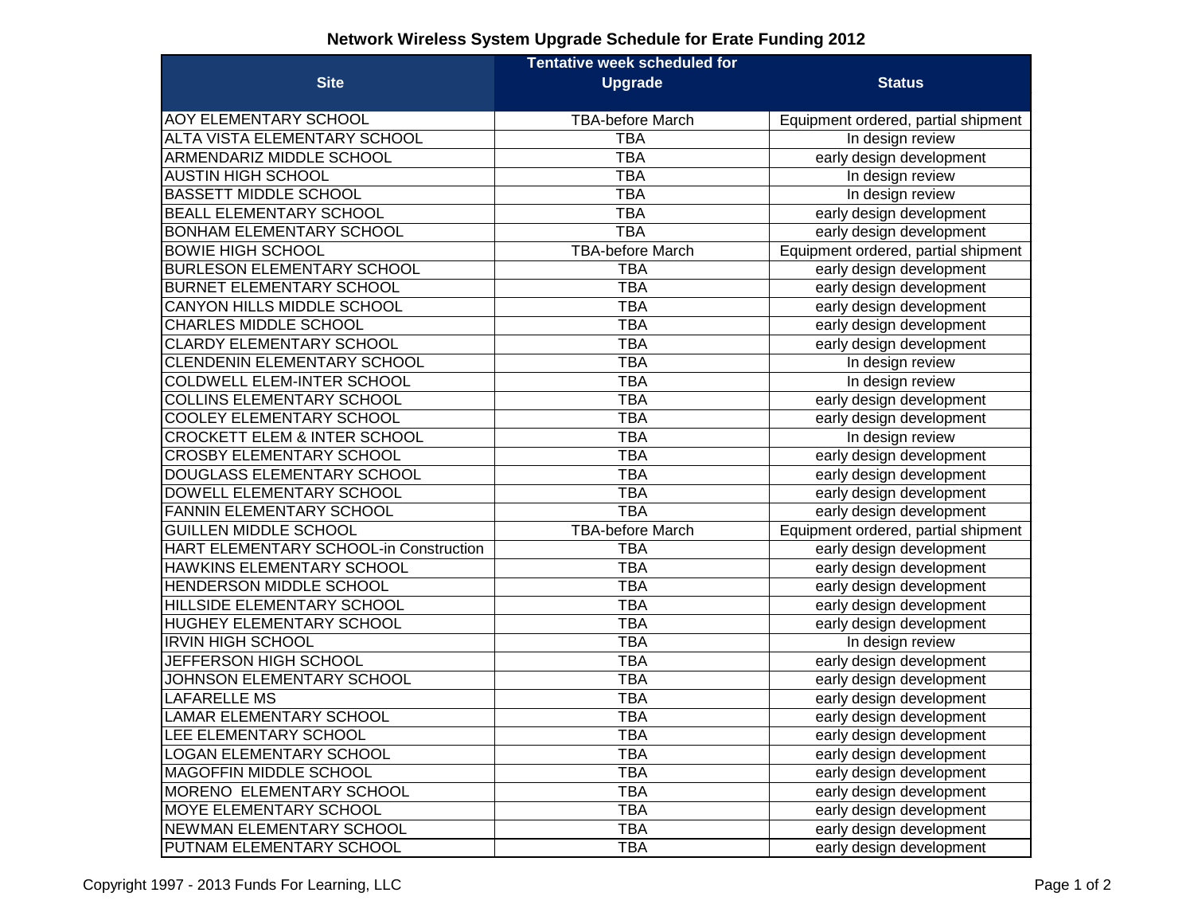# Network Wireless System Upgrade Schedule for Erate Funding 2012

| Site | Tentative week scheduled for Upgrade | Status |
|---|---|---|
| AOY ELEMENTARY SCHOOL | TBA-before March | Equipment ordered, partial shipment |
| ALTA VISTA ELEMENTARY SCHOOL | TBA | In design review |
| ARMENDARIZ MIDDLE SCHOOL | TBA | early design development |
| AUSTIN HIGH SCHOOL | TBA | In design review |
| BASSETT MIDDLE SCHOOL | TBA | In design review |
| BEALL ELEMENTARY SCHOOL | TBA | early design development |
| BONHAM ELEMENTARY SCHOOL | TBA | early design development |
| BOWIE HIGH SCHOOL | TBA-before March | Equipment ordered, partial shipment |
| BURLESON ELEMENTARY SCHOOL | TBA | early design development |
| BURNET ELEMENTARY SCHOOL | TBA | early design development |
| CANYON HILLS MIDDLE SCHOOL | TBA | early design development |
| CHARLES MIDDLE SCHOOL | TBA | early design development |
| CLARDY ELEMENTARY SCHOOL | TBA | early design development |
| CLENDENIN ELEMENTARY SCHOOL | TBA | In design review |
| COLDWELL ELEM-INTER SCHOOL | TBA | In design review |
| COLLINS ELEMENTARY SCHOOL | TBA | early design development |
| COOLEY ELEMENTARY SCHOOL | TBA | early design development |
| CROCKETT ELEM & INTER SCHOOL | TBA | In design review |
| CROSBY ELEMENTARY SCHOOL | TBA | early design development |
| DOUGLASS ELEMENTARY SCHOOL | TBA | early design development |
| DOWELL ELEMENTARY SCHOOL | TBA | early design development |
| FANNIN ELEMENTARY SCHOOL | TBA | early design development |
| GUILLEN MIDDLE SCHOOL | TBA-before March | Equipment ordered, partial shipment |
| HART ELEMENTARY SCHOOL-in Construction | TBA | early design development |
| HAWKINS ELEMENTARY SCHOOL | TBA | early design development |
| HENDERSON MIDDLE SCHOOL | TBA | early design development |
| HILLSIDE ELEMENTARY SCHOOL | TBA | early design development |
| HUGHEY ELEMENTARY SCHOOL | TBA | early design development |
| IRVIN HIGH SCHOOL | TBA | In design review |
| JEFFERSON HIGH SCHOOL | TBA | early design development |
| JOHNSON ELEMENTARY SCHOOL | TBA | early design development |
| LAFARELLE MS | TBA | early design development |
| LAMAR ELEMENTARY SCHOOL | TBA | early design development |
| LEE ELEMENTARY SCHOOL | TBA | early design development |
| LOGAN ELEMENTARY SCHOOL | TBA | early design development |
| MAGOFFIN MIDDLE SCHOOL | TBA | early design development |
| MORENO ELEMENTARY SCHOOL | TBA | early design development |
| MOYE ELEMENTARY SCHOOL | TBA | early design development |
| NEWMAN ELEMENTARY SCHOOL | TBA | early design development |
| PUTNAM ELEMENTARY SCHOOL | TBA | early design development |

Copyright 1997 - 2013 Funds For Learning, LLC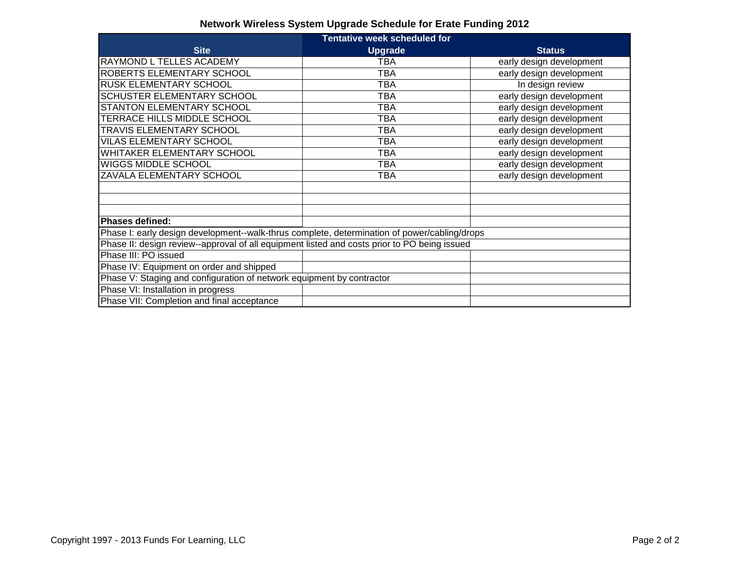## Network Wireless System Upgrade Schedule for Erate Funding 2012

| Site | Tentative week scheduled for Upgrade | Status |
|---|---|---|
| RAYMOND L TELLES ACADEMY | TBA | early design development |
| ROBERTS ELEMENTARY SCHOOL | TBA | early design development |
| RUSK ELEMENTARY SCHOOL | TBA | In design review |
| SCHUSTER ELEMENTARY SCHOOL | TBA | early design development |
| STANTON ELEMENTARY SCHOOL | TBA | early design development |
| TERRACE HILLS MIDDLE SCHOOL | TBA | early design development |
| TRAVIS ELEMENTARY SCHOOL | TBA | early design development |
| VILAS ELEMENTARY SCHOOL | TBA | early design development |
| WHITAKER ELEMENTARY SCHOOL | TBA | early design development |
| WIGGS MIDDLE SCHOOL | TBA | early design development |
| ZAVALA ELEMENTARY SCHOOL | TBA | early design development |
| | | |
| | | |
| | | |
| **Phases defined:** | | |
| Phase I: early design development--walk-thrus complete, determination of power/cabling/drops | | |
| Phase II: design review--approval of all equipment listed and costs prior to PO being issued | | |
| Phase III: PO issued | | |
| Phase IV: Equipment on order and shipped | | |
| Phase V: Staging and configuration of network equipment by contractor | | |
| Phase VI: Installation in progress | | |
| Phase VII: Completion and final acceptance | | |

Copyright 1997 - 2013 Funds For Learning, LLC